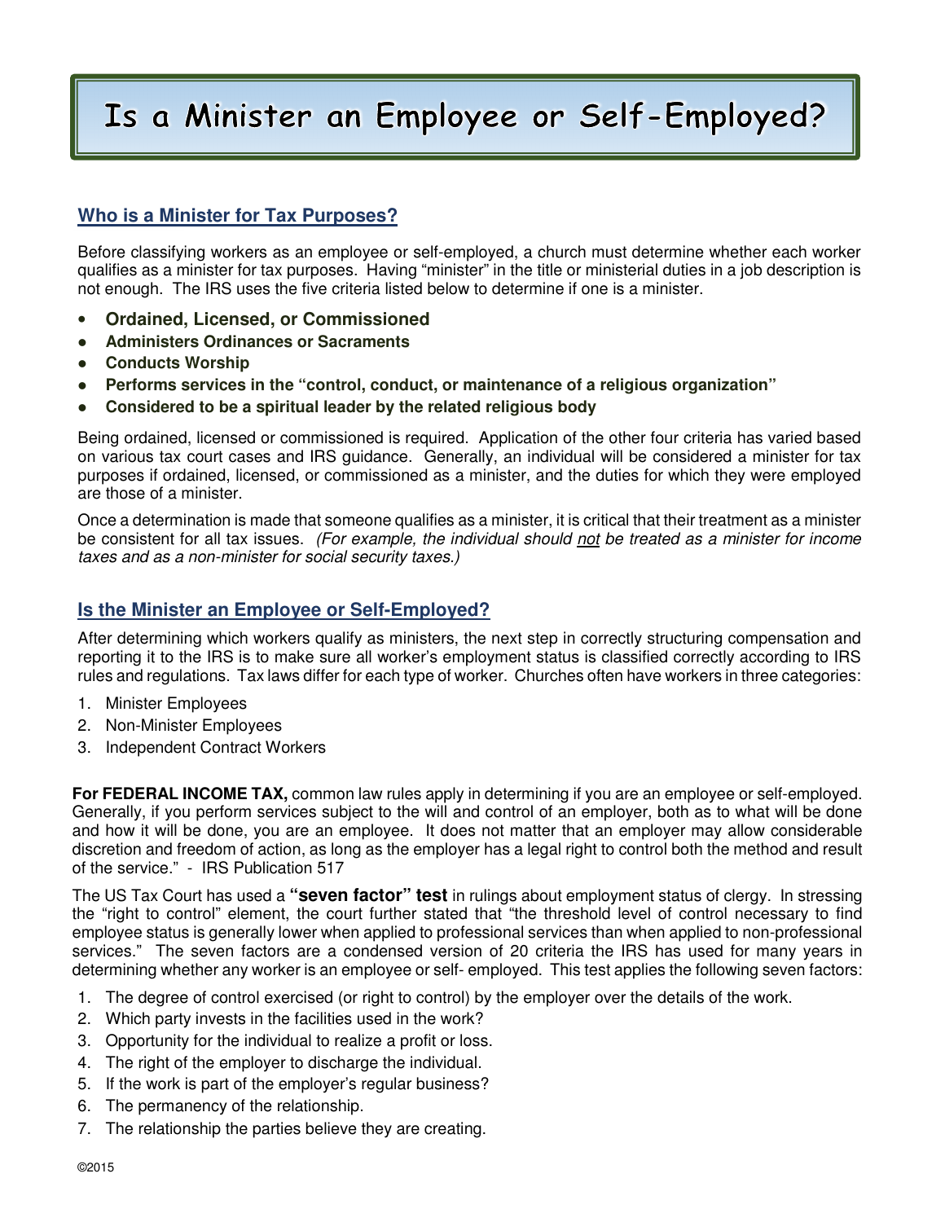# Is a Minister an Employee or Self-Employed?

## Who is a Minister for Tax Purposes?

Before classifying workers as an employee or self-employed, a church must determine whether each worker qualifies as a minister for tax purposes. Having "minister" in the title or ministerial duties in a job description is not enough. The IRS uses the five criteria listed below to determine if one is a minister.

- **Ordained, Licensed, or Commissioned**
- **Administers Ordinances or Sacraments**
- **Conducts Worship**
- **Performs services in the "control, conduct, or maintenance of a religious organization"**
- **Considered to be a spiritual leader by the related religious body**

Being ordained, licensed or commissioned is required. Application of the other four criteria has varied based on various tax court cases and IRS guidance. Generally, an individual will be considered a minister for tax purposes if ordained, licensed, or commissioned as a minister, and the duties for which they were employed are those of a minister.

Once a determination is made that someone qualifies as a minister, it is critical that their treatment as a minister be consistent for all tax issues. *(For example, the individual should not be treated as a minister for income taxes and as a non-minister for social security taxes.)*

## Is the Minister an Employee or Self-Employed?

After determining which workers qualify as ministers, the next step in correctly structuring compensation and reporting it to the IRS is to make sure all worker's employment status is classified correctly according to IRS rules and regulations. Tax laws differ for each type of worker. Churches often have workers in three categories:

1. Minister Employees
2. Non-Minister Employees
3. Independent Contract Workers

**For FEDERAL INCOME TAX,** common law rules apply in determining if you are an employee or self-employed. Generally, if you perform services subject to the will and control of an employer, both as to what will be done and how it will be done, you are an employee. It does not matter that an employer may allow considerable discretion and freedom of action, as long as the employer has a legal right to control both the method and result of the service." - IRS Publication 517

The US Tax Court has used a **"seven factor" test** in rulings about employment status of clergy. In stressing the "right to control" element, the court further stated that "the threshold level of control necessary to find employee status is generally lower when applied to professional services than when applied to non-professional services." The seven factors are a condensed version of 20 criteria the IRS has used for many years in determining whether any worker is an employee or self- employed. This test applies the following seven factors:

1. The degree of control exercised (or right to control) by the employer over the details of the work.
2. Which party invests in the facilities used in the work?
3. Opportunity for the individual to realize a profit or loss.
4. The right of the employer to discharge the individual.
5. If the work is part of the employer's regular business?
6. The permanency of the relationship.
7. The relationship the parties believe they are creating.

©2015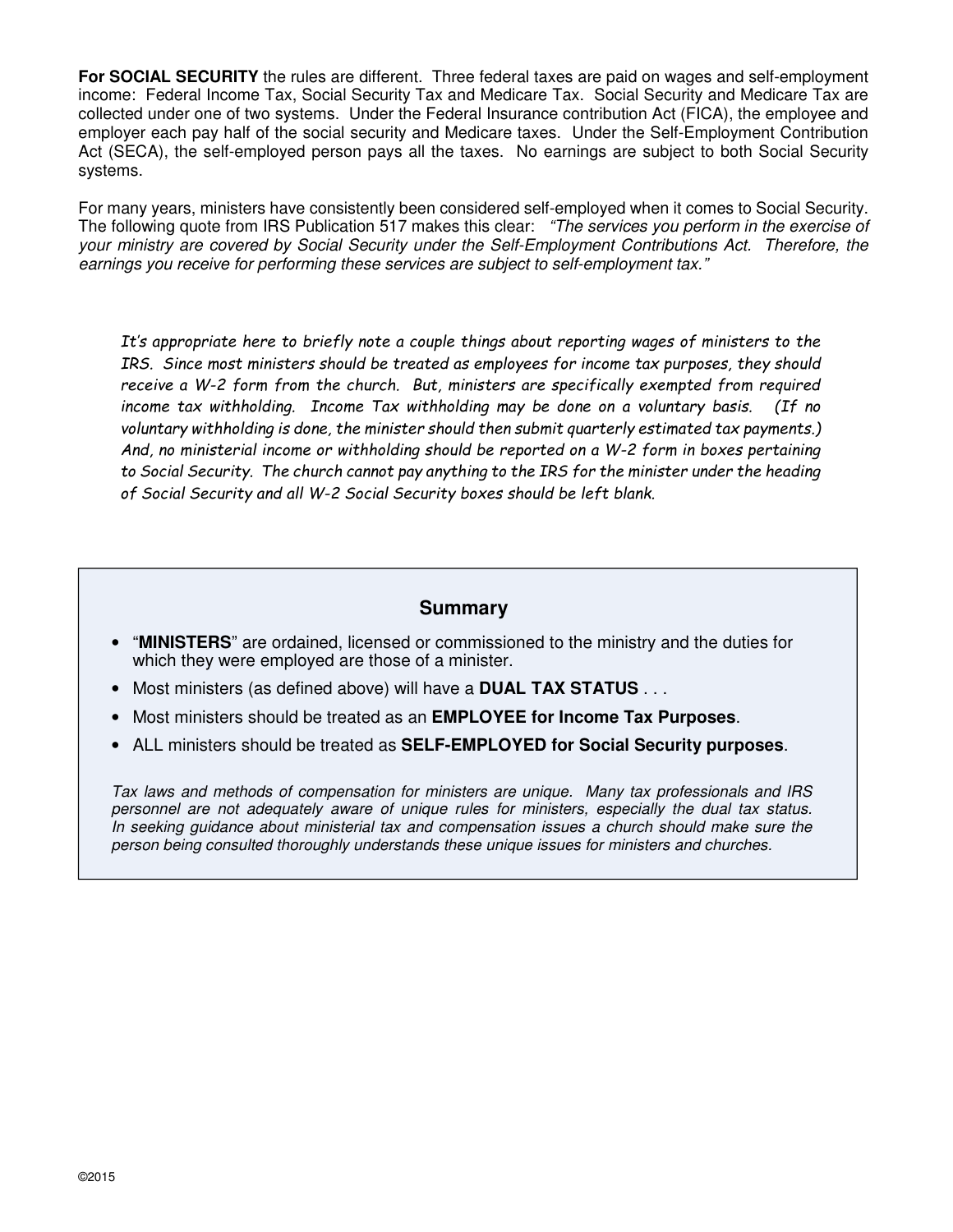**For SOCIAL SECURITY** the rules are different. Three federal taxes are paid on wages and self-employment income: Federal Income Tax, Social Security Tax and Medicare Tax. Social Security and Medicare Tax are collected under one of two systems. Under the Federal Insurance contribution Act (FICA), the employee and employer each pay half of the social security and Medicare taxes. Under the Self-Employment Contribution Act (SECA), the self-employed person pays all the taxes. No earnings are subject to both Social Security systems.

For many years, ministers have consistently been considered self-employed when it comes to Social Security. The following quote from IRS Publication 517 makes this clear: *"The services you perform in the exercise of your ministry are covered by Social Security under the Self-Employment Contributions Act. Therefore, the earnings you receive for performing these services are subject to self-employment tax."*

*It's appropriate here to briefly note a couple things about reporting wages of ministers to the IRS. Since most ministers should be treated as employees for income tax purposes, they should receive a W-2 form from the church. But, ministers are specifically exempted from required income tax withholding. Income Tax withholding may be done on a voluntary basis. (If no voluntary withholding is done, the minister should then submit quarterly estimated tax payments.) And, no ministerial income or withholding should be reported on a W-2 form in boxes pertaining to Social Security. The church cannot pay anything to the IRS for the minister under the heading of Social Security and all W-2 Social Security boxes should be left blank.*

## Summary

- "**MINISTERS**" are ordained, licensed or commissioned to the ministry and the duties for which they were employed are those of a minister.
- Most ministers (as defined above) will have a **DUAL TAX STATUS** . . .
- Most ministers should be treated as an **EMPLOYEE for Income Tax Purposes**.
- ALL ministers should be treated as **SELF-EMPLOYED for Social Security purposes**.

*Tax laws and methods of compensation for ministers are unique. Many tax professionals and IRS personnel are not adequately aware of unique rules for ministers, especially the dual tax status. In seeking guidance about ministerial tax and compensation issues a church should make sure the person being consulted thoroughly understands these unique issues for ministers and churches.*

©2015